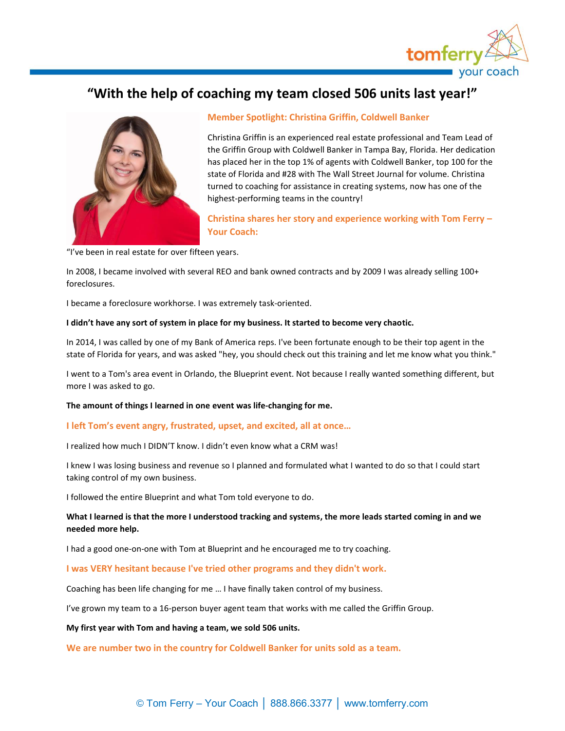# "With the help of coaching my team closed 506 units last year!"

## Member Spotlight: Christina Griffin, Coldwell Banker

Christina Griffin is an experienced real estate professional and Team Lead of the Griffin Group with Coldwell Banker in Tampa Bay, Florida. Her dedication has placed her in the top 1% of agents with Coldwell Banker, top 100 for the state of Florida and #28 with The Wall Street Journal for volume. Christina turned to coaching for assistance in creating systems, now has one of the highest-performing teams in the country!

## Christina shares her story and experience working with Tom Ferry – Your Coach:

"I've been in real estate for over fifteen years.

In 2008, I became involved with several REO and bank owned contracts and by 2009 I was already selling 100+ foreclosures.

I became a foreclosure workhorse. I was extremely task-oriented.

**I didn't have any sort of system in place for my business. It started to become very chaotic.**

In 2014, I was called by one of my Bank of America reps. I've been fortunate enough to be their top agent in the state of Florida for years, and was asked "hey, you should check out this training and let me know what you think."

I went to a Tom's area event in Orlando, the Blueprint event. Not because I really wanted something different, but more I was asked to go.

**The amount of things I learned in one event was life-changing for me.**

**I left Tom's event angry, frustrated, upset, and excited, all at once…**

I realized how much I DIDN'T know. I didn't even know what a CRM was!

I knew I was losing business and revenue so I planned and formulated what I wanted to do so that I could start taking control of my own business.

I followed the entire Blueprint and what Tom told everyone to do.

**What I learned is that the more I understood tracking and systems, the more leads started coming in and we needed more help.**

I had a good one-on-one with Tom at Blueprint and he encouraged me to try coaching.

**I was VERY hesitant because I've tried other programs and they didn't work.**

Coaching has been life changing for me … I have finally taken control of my business.

I've grown my team to a 16-person buyer agent team that works with me called the Griffin Group.

**My first year with Tom and having a team, we sold 506 units.**

**We are number two in the country for Coldwell Banker for units sold as a team.**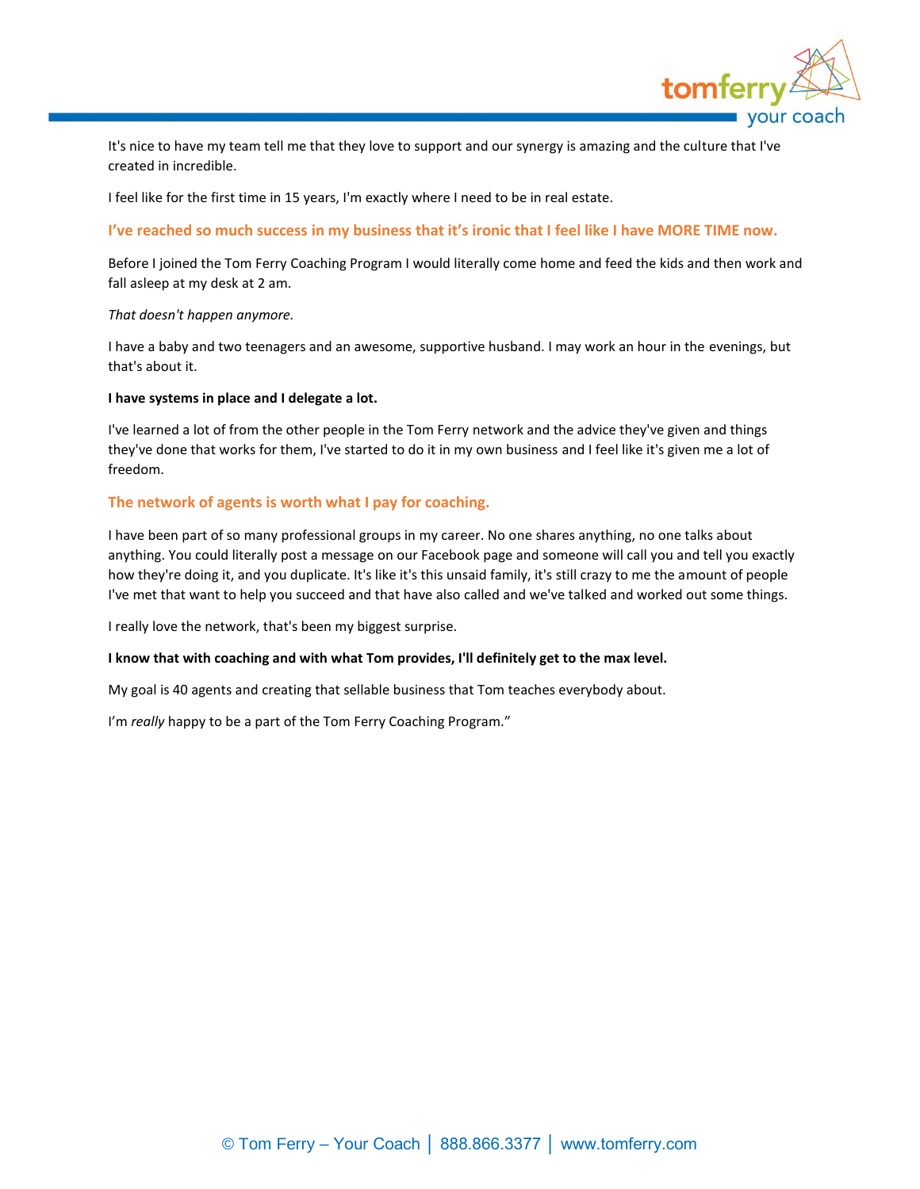It's nice to have my team tell me that they love to support and our synergy is amazing and the culture that I've created in incredible.

I feel like for the first time in 15 years, I'm exactly where I need to be in real estate.

### I've reached so much success in my business that it's ironic that I feel like I have MORE TIME now.

Before I joined the Tom Ferry Coaching Program I would literally come home and feed the kids and then work and fall asleep at my desk at 2 am.

*That doesn't happen anymore.*

I have a baby and two teenagers and an awesome, supportive husband. I may work an hour in the evenings, but that's about it.

**I have systems in place and I delegate a lot.**

I've learned a lot of from the other people in the Tom Ferry network and the advice they've given and things they've done that works for them, I've started to do it in my own business and I feel like it's given me a lot of freedom.

### The network of agents is worth what I pay for coaching.

I have been part of so many professional groups in my career. No one shares anything, no one talks about anything. You could literally post a message on our Facebook page and someone will call you and tell you exactly how they're doing it, and you duplicate. It's like it's this unsaid family, it's still crazy to me the amount of people I've met that want to help you succeed and that have also called and we've talked and worked out some things.

I really love the network, that's been my biggest surprise.

**I know that with coaching and with what Tom provides, I'll definitely get to the max level.**

My goal is 40 agents and creating that sellable business that Tom teaches everybody about.

I'm *really* happy to be a part of the Tom Ferry Coaching Program."